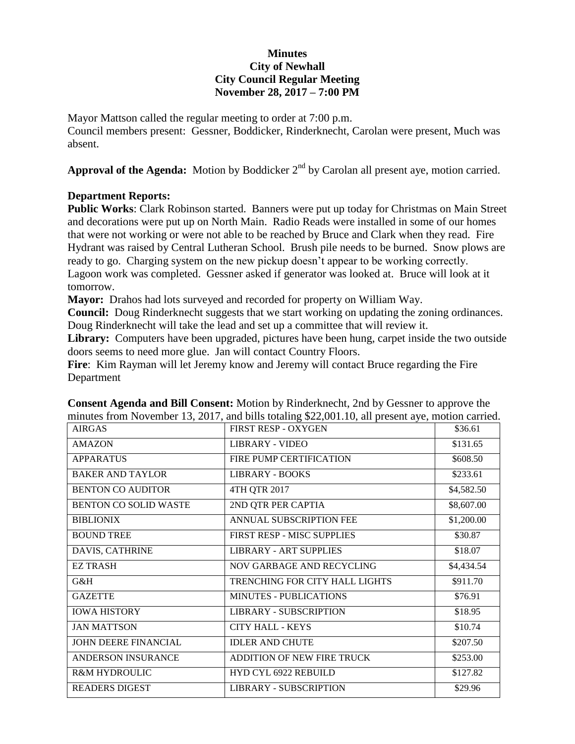# Minutes
## City of Newhall
## City Council Regular Meeting
## November 28, 2017 – 7:00 PM

Mayor Mattson called the regular meeting to order at 7:00 p.m.
Council members present: Gessner, Boddicker, Rinderknecht, Carolan were present, Much was absent.

**Approval of the Agenda:** Motion by Boddicker 2nd by Carolan all present aye, motion carried.

**Department Reports:**

**Public Works**: Clark Robinson started. Banners were put up today for Christmas on Main Street and decorations were put up on North Main. Radio Reads were installed in some of our homes that were not working or were not able to be reached by Bruce and Clark when they read. Fire Hydrant was raised by Central Lutheran School. Brush pile needs to be burned. Snow plows are ready to go. Charging system on the new pickup doesn't appear to be working correctly. Lagoon work was completed. Gessner asked if generator was looked at. Bruce will look at it tomorrow.

**Mayor:** Drahos had lots surveyed and recorded for property on William Way.

**Council:** Doug Rinderknecht suggests that we start working on updating the zoning ordinances. Doug Rinderknecht will take the lead and set up a committee that will review it.

**Library:** Computers have been upgraded, pictures have been hung, carpet inside the two outside doors seems to need more glue. Jan will contact Country Floors.

**Fire**: Kim Rayman will let Jeremy know and Jeremy will contact Bruce regarding the Fire Department

**Consent Agenda and Bill Consent:** Motion by Rinderknecht, 2nd by Gessner to approve the minutes from November 13, 2017, and bills totaling $22,001.10, all present aye, motion carried.

| | | |
|---|---|---|
| AIRGAS | FIRST RESP - OXYGEN | $36.61 |
| AMAZON | LIBRARY - VIDEO | $131.65 |
| APPARATUS | FIRE PUMP CERTIFICATION | $608.50 |
| BAKER AND TAYLOR | LIBRARY - BOOKS | $233.61 |
| BENTON CO AUDITOR | 4TH QTR 2017 | $4,582.50 |
| BENTON CO SOLID WASTE | 2ND QTR PER CAPTIA | $8,607.00 |
| BIBLIONIX | ANNUAL SUBSCRIPTION FEE | $1,200.00 |
| BOUND TREE | FIRST RESP - MISC SUPPLIES | $30.87 |
| DAVIS, CATHRINE | LIBRARY - ART SUPPLIES | $18.07 |
| EZ TRASH | NOV GARBAGE AND RECYCLING | $4,434.54 |
| G&H | TRENCHING FOR CITY HALL LIGHTS | $911.70 |
| GAZETTE | MINUTES - PUBLICATIONS | $76.91 |
| IOWA HISTORY | LIBRARY - SUBSCRIPTION | $18.95 |
| JAN MATTSON | CITY HALL - KEYS | $10.74 |
| JOHN DEERE FINANCIAL | IDLER AND CHUTE | $207.50 |
| ANDERSON INSURANCE | ADDITION OF NEW FIRE TRUCK | $253.00 |
| R&M HYDROULIC | HYD CYL 6922 REBUILD | $127.82 |
| READERS DIGEST | LIBRARY - SUBSCRIPTION | $29.96 |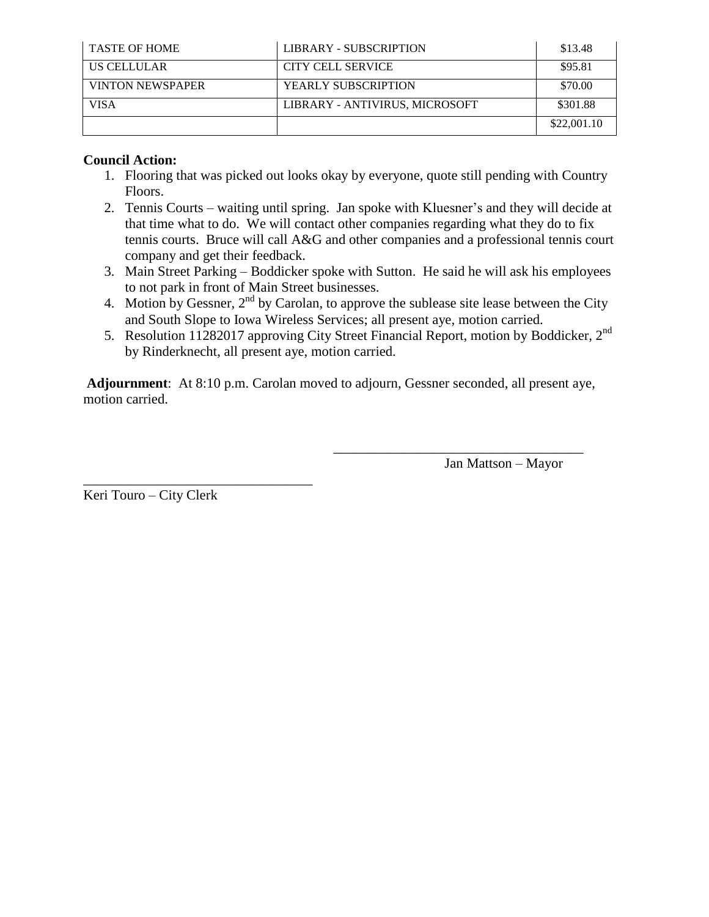| | | |
|---|---|---|
| TASTE OF HOME | LIBRARY - SUBSCRIPTION | $13.48 |
| US CELLULAR | CITY CELL SERVICE | $95.81 |
| VINTON NEWSPAPER | YEARLY SUBSCRIPTION | $70.00 |
| VISA | LIBRARY - ANTIVIRUS, MICROSOFT | $301.88 |
| | | $22,001.10 |

**Council Action:**

1. Flooring that was picked out looks okay by everyone, quote still pending with Country Floors.
2. Tennis Courts – waiting until spring. Jan spoke with Kluesner's and they will decide at that time what to do. We will contact other companies regarding what they do to fix tennis courts. Bruce will call A&G and other companies and a professional tennis court company and get their feedback.
3. Main Street Parking – Boddicker spoke with Sutton. He said he will ask his employees to not park in front of Main Street businesses.
4. Motion by Gessner, 2nd by Carolan, to approve the sublease site lease between the City and South Slope to Iowa Wireless Services; all present aye, motion carried.
5. Resolution 11282017 approving City Street Financial Report, motion by Boddicker, 2nd by Rinderknecht, all present aye, motion carried.

**Adjournment**: At 8:10 p.m. Carolan moved to adjourn, Gessner seconded, all present aye, motion carried.

___________________________________
Jan Mattson – Mayor

________________________________
Keri Touro – City Clerk